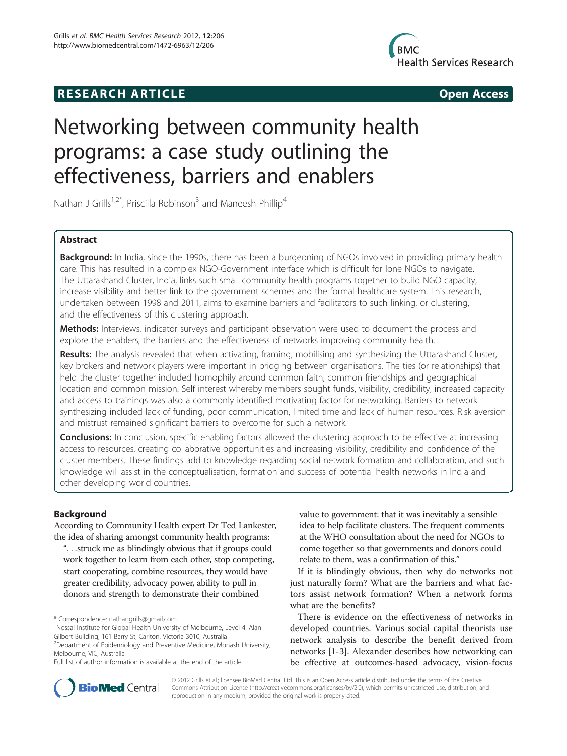RESEARCH ARTICLE Open Access

# Networking between community health programs: a case study outlining the effectiveness, barriers and enablers

Nathan J Grills[1,2*], Priscilla Robinson[3] and Maneesh Phillip[4]

## Abstract

**Background:** In India, since the 1990s, there has been a burgeoning of NGOs involved in providing primary health care. This has resulted in a complex NGO-Government interface which is difficult for lone NGOs to navigate. The Uttarakhand Cluster, India, links such small community health programs together to build NGO capacity, increase visibility and better link to the government schemes and the formal healthcare system. This research, undertaken between 1998 and 2011, aims to examine barriers and facilitators to such linking, or clustering, and the effectiveness of this clustering approach.

**Methods:** Interviews, indicator surveys and participant observation were used to document the process and explore the enablers, the barriers and the effectiveness of networks improving community health.

**Results:** The analysis revealed that when activating, framing, mobilising and synthesizing the Uttarakhand Cluster, key brokers and network players were important in bridging between organisations. The ties (or relationships) that held the cluster together included homophily around common faith, common friendships and geographical location and common mission. Self interest whereby members sought funds, visibility, credibility, increased capacity and access to trainings was also a commonly identified motivating factor for networking. Barriers to network synthesizing included lack of funding, poor communication, limited time and lack of human resources. Risk aversion and mistrust remained significant barriers to overcome for such a network.

**Conclusions:** In conclusion, specific enabling factors allowed the clustering approach to be effective at increasing access to resources, creating collaborative opportunities and increasing visibility, credibility and confidence of the cluster members. These findings add to knowledge regarding social network formation and collaboration, and such knowledge will assist in the conceptualisation, formation and success of potential health networks in India and other developing world countries.

## Background

According to Community Health expert Dr Ted Lankester, the idea of sharing amongst community health programs:

> "…struck me as blindingly obvious that if groups could work together to learn from each other, stop competing, start cooperating, combine resources, they would have greater credibility, advocacy power, ability to pull in donors and strength to demonstrate their combined value to government: that it was inevitably a sensible idea to help facilitate clusters. The frequent comments at the WHO consultation about the need for NGOs to come together so that governments and donors could relate to them, was a confirmation of this."

If it is blindingly obvious, then why do networks not just naturally form? What are the barriers and what factors assist network formation? When a network forms what are the benefits?

There is evidence on the effectiveness of networks in developed countries. Various social capital theorists use network analysis to describe the benefit derived from networks [1-3]. Alexander describes how networking can be effective at outcomes-based advocacy, vision-focus

\* Correspondence: nathangrills@gmail.com
[1]Nossal Institute for Global Health University of Melbourne, Level 4, Alan Gilbert Building, 161 Barry St, Carlton, Victoria 3010, Australia
[2]Department of Epidemiology and Preventive Medicine, Monash University, Melbourne, VIC, Australia
Full list of author information is available at the end of the article

© 2012 Grills et al.; licensee BioMed Central Ltd. This is an Open Access article distributed under the terms of the Creative Commons Attribution License (http://creativecommons.org/licenses/by/2.0), which permits unrestricted use, distribution, and reproduction in any medium, provided the original work is properly cited.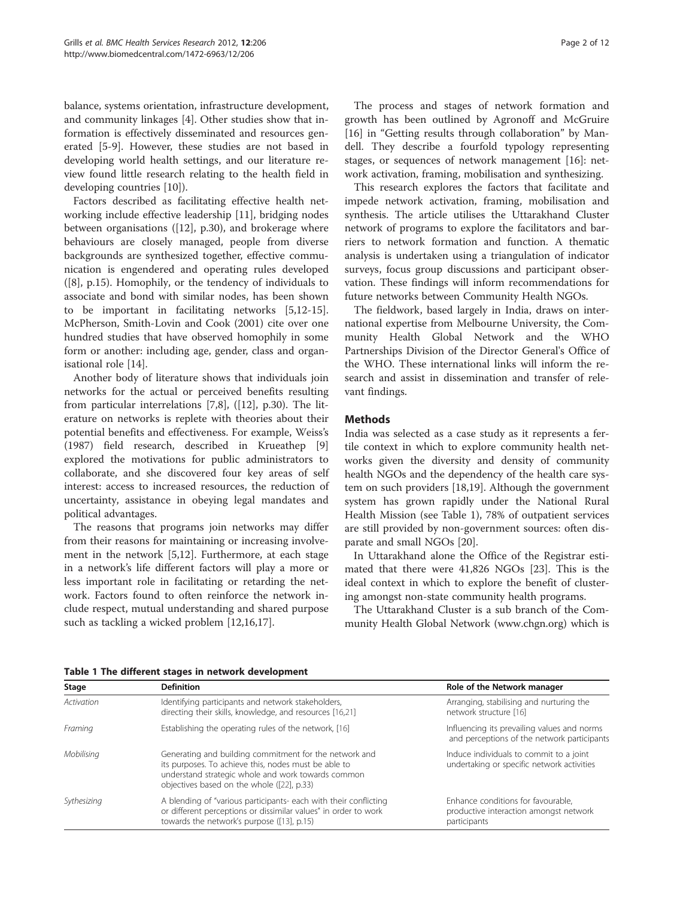balance, systems orientation, infrastructure development, and community linkages [4]. Other studies show that information is effectively disseminated and resources generated [5-9]. However, these studies are not based in developing world health settings, and our literature review found little research relating to the health field in developing countries [10]).

Factors described as facilitating effective health networking include effective leadership [11], bridging nodes between organisations ([12], p.30), and brokerage where behaviours are closely managed, people from diverse backgrounds are synthesized together, effective communication is engendered and operating rules developed ([8], p.15). Homophily, or the tendency of individuals to associate and bond with similar nodes, has been shown to be important in facilitating networks [5,12-15]. McPherson, Smith-Lovin and Cook (2001) cite over one hundred studies that have observed homophily in some form or another: including age, gender, class and organisational role [14].

Another body of literature shows that individuals join networks for the actual or perceived benefits resulting from particular interrelations [7,8], ([12], p.30). The literature on networks is replete with theories about their potential benefits and effectiveness. For example, Weiss's (1987) field research, described in Krueathep [9] explored the motivations for public administrators to collaborate, and she discovered four key areas of self interest: access to increased resources, the reduction of uncertainty, assistance in obeying legal mandates and political advantages.

The reasons that programs join networks may differ from their reasons for maintaining or increasing involvement in the network [5,12]. Furthermore, at each stage in a network's life different factors will play a more or less important role in facilitating or retarding the network. Factors found to often reinforce the network include respect, mutual understanding and shared purpose such as tackling a wicked problem [12,16,17].

The process and stages of network formation and growth has been outlined by Agronoff and McGruire [16] in "Getting results through collaboration" by Mandell. They describe a fourfold typology representing stages, or sequences of network management [16]: network activation, framing, mobilisation and synthesizing.

This research explores the factors that facilitate and impede network activation, framing, mobilisation and synthesis. The article utilises the Uttarakhand Cluster network of programs to explore the facilitators and barriers to network formation and function. A thematic analysis is undertaken using a triangulation of indicator surveys, focus group discussions and participant observation. These findings will inform recommendations for future networks between Community Health NGOs.

The fieldwork, based largely in India, draws on international expertise from Melbourne University, the Community Health Global Network and the WHO Partnerships Division of the Director General's Office of the WHO. These international links will inform the research and assist in dissemination and transfer of relevant findings.

## Methods

India was selected as a case study as it represents a fertile context in which to explore community health networks given the diversity and density of community health NGOs and the dependency of the health care system on such providers [18,19]. Although the government system has grown rapidly under the National Rural Health Mission (see Table 1), 78% of outpatient services are still provided by non-government sources: often disparate and small NGOs [20].

In Uttarakhand alone the Office of the Registrar estimated that there were 41,826 NGOs [23]. This is the ideal context in which to explore the benefit of clustering amongst non-state community health programs.

The Uttarakhand Cluster is a sub branch of the Community Health Global Network (www.chgn.org) which is

**Table 1 The different stages in network development**

| Stage | Definition | Role of the Network manager |
|---|---|---|
| *Activation* | Identifying participants and network stakeholders, directing their skills, knowledge, and resources [16,21] | Arranging, stabilising and nurturing the network structure [16] |
| *Framing* | Establishing the operating rules of the network, [16] | Influencing its prevailing values and norms and perceptions of the network participants |
| *Mobilising* | Generating and building commitment for the network and its purposes. To achieve this, nodes must be able to understand strategic whole and work towards common objectives based on the whole ([22], p.33) | Induce individuals to commit to a joint undertaking or specific network activities |
| *Sythesizing* | A blending of "various participants- each with their conflicting or different perceptions or dissimilar values" in order to work towards the network's purpose ([13], p.15) | Enhance conditions for favourable, productive interaction amongst network participants |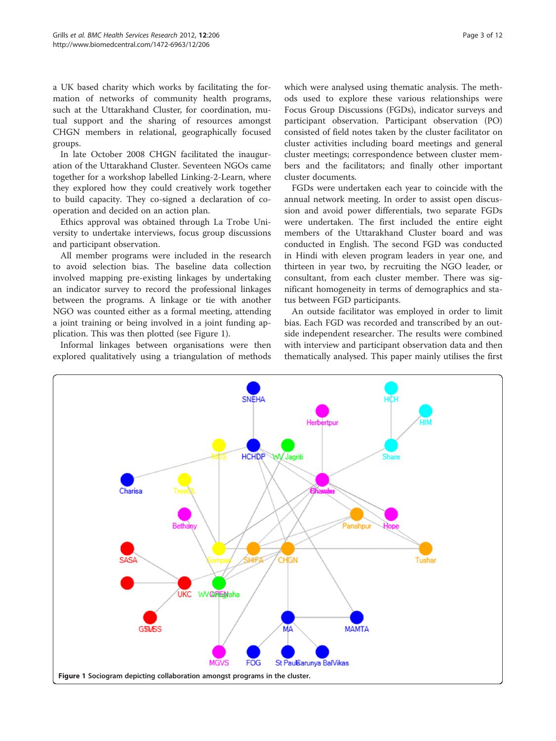a UK based charity which works by facilitating the formation of networks of community health programs, such at the Uttarakhand Cluster, for coordination, mutual support and the sharing of resources amongst CHGN members in relational, geographically focused groups.

In late October 2008 CHGN facilitated the inauguration of the Uttarakhand Cluster. Seventeen NGOs came together for a workshop labelled Linking-2-Learn, where they explored how they could creatively work together to build capacity. They co-signed a declaration of co-operation and decided on an action plan.

Ethics approval was obtained through La Trobe University to undertake interviews, focus group discussions and participant observation.

All member programs were included in the research to avoid selection bias. The baseline data collection involved mapping pre-existing linkages by undertaking an indicator survey to record the professional linkages between the programs. A linkage or tie with another NGO was counted either as a formal meeting, attending a joint training or being involved in a joint funding application. This was then plotted (see Figure 1).

Informal linkages between organisations were then explored qualitatively using a triangulation of methods which were analysed using thematic analysis. The methods used to explore these various relationships were Focus Group Discussions (FGDs), indicator surveys and participant observation. Participant observation (PO) consisted of field notes taken by the cluster facilitator on cluster activities including board meetings and general cluster meetings; correspondence between cluster members and the facilitators; and finally other important cluster documents.

FGDs were undertaken each year to coincide with the annual network meeting. In order to assist open discussion and avoid power differentials, two separate FGDs were undertaken. The first included the entire eight members of the Uttarakhand Cluster board and was conducted in English. The second FGD was conducted in Hindi with eleven program leaders in year one, and thirteen in year two, by recruiting the NGO leader, or consultant, from each cluster member. There was significant homogeneity in terms of demographics and status between FGD participants.

An outside facilitator was employed in order to limit bias. Each FGD was recorded and transcribed by an outside independent researcher. The results were combined with interview and participant observation data and then thematically analysed. This paper mainly utilises the first

SNEHA
HCH
HIM
Herbertpur
MDS
HCHDP
WV Jagriti
Share
Charisa
TreeCL
Chamba
Bethany
Panahpur
Hope
SASA
Sampark
SHIFA
CHGN
Tushar
UKC
WV Dehradun
MA
MAMTA
GSVSS
MGVS
FOG
St Paul
Karunya BalVikas

**Figure 1** Sociogram depicting collaboration amongst programs in the cluster.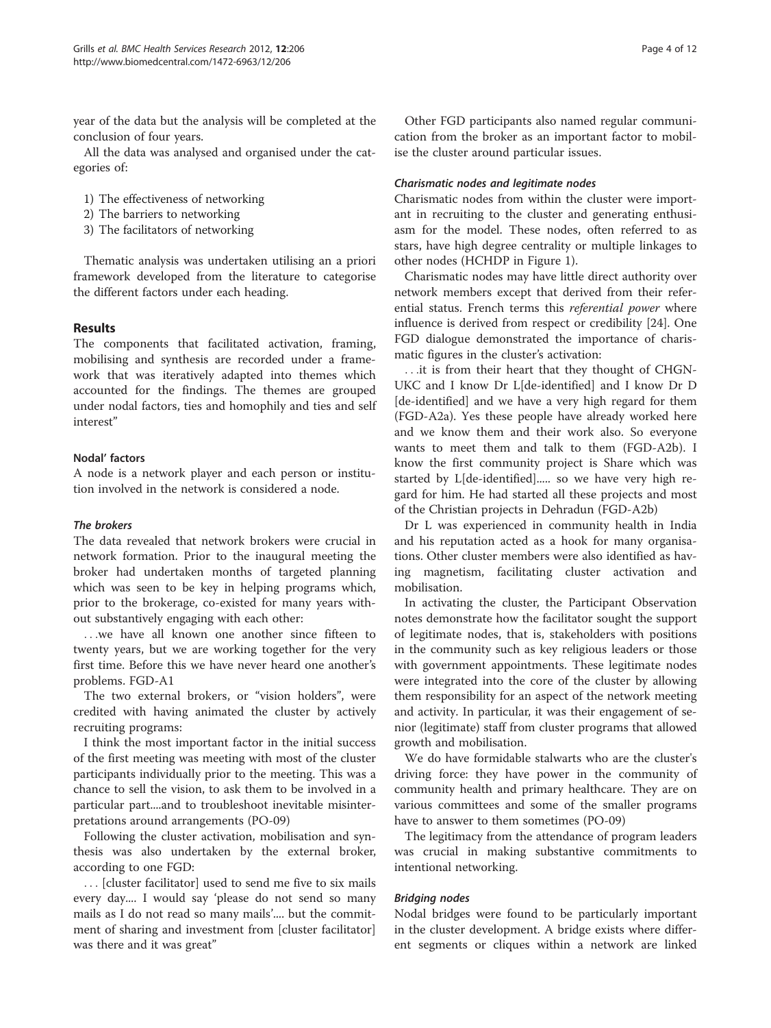year of the data but the analysis will be completed at the conclusion of four years.

All the data was analysed and organised under the categories of:

1) The effectiveness of networking
2) The barriers to networking
3) The facilitators of networking

Thematic analysis was undertaken utilising an a priori framework developed from the literature to categorise the different factors under each heading.

## Results

The components that facilitated activation, framing, mobilising and synthesis are recorded under a framework that was iteratively adapted into themes which accounted for the findings. The themes are grouped under nodal factors, ties and homophily and ties and self interest"

### Nodal' factors

A node is a network player and each person or institution involved in the network is considered a node.

#### *The brokers*

The data revealed that network brokers were crucial in network formation. Prior to the inaugural meeting the broker had undertaken months of targeted planning which was seen to be key in helping programs which, prior to the brokerage, co-existed for many years without substantively engaging with each other:

. . .we have all known one another since fifteen to twenty years, but we are working together for the very first time. Before this we have never heard one another's problems. FGD-A1

The two external brokers, or "vision holders", were credited with having animated the cluster by actively recruiting programs:

I think the most important factor in the initial success of the first meeting was meeting with most of the cluster participants individually prior to the meeting. This was a chance to sell the vision, to ask them to be involved in a particular part....and to troubleshoot inevitable misinterpretations around arrangements (PO-09)

Following the cluster activation, mobilisation and synthesis was also undertaken by the external broker, according to one FGD:

. . . [cluster facilitator] used to send me five to six mails every day.... I would say 'please do not send so many mails as I do not read so many mails'.... but the commitment of sharing and investment from [cluster facilitator] was there and it was great"

Other FGD participants also named regular communication from the broker as an important factor to mobilise the cluster around particular issues.

#### *Charismatic nodes and legitimate nodes*

Charismatic nodes from within the cluster were important in recruiting to the cluster and generating enthusiasm for the model. These nodes, often referred to as stars, have high degree centrality or multiple linkages to other nodes (HCHDP in Figure 1).

Charismatic nodes may have little direct authority over network members except that derived from their referential status. French terms this *referential power* where influence is derived from respect or credibility [24]. One FGD dialogue demonstrated the importance of charismatic figures in the cluster's activation:

. . .it is from their heart that they thought of CHGN-UKC and I know Dr L[de-identified] and I know Dr D [de-identified] and we have a very high regard for them (FGD-A2a). Yes these people have already worked here and we know them and their work also. So everyone wants to meet them and talk to them (FGD-A2b). I know the first community project is Share which was started by L[de-identified]..... so we have very high regard for him. He had started all these projects and most of the Christian projects in Dehradun (FGD-A2b)

Dr L was experienced in community health in India and his reputation acted as a hook for many organisations. Other cluster members were also identified as having magnetism, facilitating cluster activation and mobilisation.

In activating the cluster, the Participant Observation notes demonstrate how the facilitator sought the support of legitimate nodes, that is, stakeholders with positions in the community such as key religious leaders or those with government appointments. These legitimate nodes were integrated into the core of the cluster by allowing them responsibility for an aspect of the network meeting and activity. In particular, it was their engagement of senior (legitimate) staff from cluster programs that allowed growth and mobilisation.

We do have formidable stalwarts who are the cluster's driving force: they have power in the community of community health and primary healthcare. They are on various committees and some of the smaller programs have to answer to them sometimes (PO-09)

The legitimacy from the attendance of program leaders was crucial in making substantive commitments to intentional networking.

#### *Bridging nodes*

Nodal bridges were found to be particularly important in the cluster development. A bridge exists where different segments or cliques within a network are linked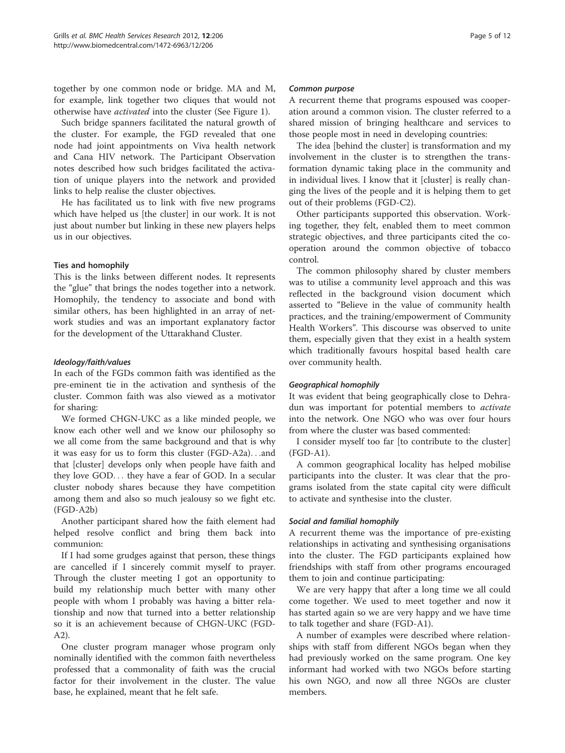together by one common node or bridge. MA and M, for example, link together two cliques that would not otherwise have *activated* into the cluster (See Figure 1).

Such bridge spanners facilitated the natural growth of the cluster. For example, the FGD revealed that one node had joint appointments on Viva health network and Cana HIV network. The Participant Observation notes described how such bridges facilitated the activation of unique players into the network and provided links to help realise the cluster objectives.

He has facilitated us to link with five new programs which have helped us [the cluster] in our work. It is not just about number but linking in these new players helps us in our objectives.

### Ties and homophily

This is the links between different nodes. It represents the "glue" that brings the nodes together into a network. Homophily, the tendency to associate and bond with similar others, has been highlighted in an array of network studies and was an important explanatory factor for the development of the Uttarakhand Cluster.

#### *Ideology/faith/values*

In each of the FGDs common faith was identified as the pre-eminent tie in the activation and synthesis of the cluster. Common faith was also viewed as a motivator for sharing:

We formed CHGN-UKC as a like minded people, we know each other well and we know our philosophy so we all come from the same background and that is why it was easy for us to form this cluster (FGD-A2a)…and that [cluster] develops only when people have faith and they love GOD… they have a fear of GOD. In a secular cluster nobody shares because they have competition among them and also so much jealousy so we fight etc. (FGD-A2b)

Another participant shared how the faith element had helped resolve conflict and bring them back into communion:

If I had some grudges against that person, these things are cancelled if I sincerely commit myself to prayer. Through the cluster meeting I got an opportunity to build my relationship much better with many other people with whom I probably was having a bitter relationship and now that turned into a better relationship so it is an achievement because of CHGN-UKC (FGD-A2).

One cluster program manager whose program only nominally identified with the common faith nevertheless professed that a commonality of faith was the crucial factor for their involvement in the cluster. The value base, he explained, meant that he felt safe.

#### *Common purpose*

A recurrent theme that programs espoused was cooperation around a common vision. The cluster referred to a shared mission of bringing healthcare and services to those people most in need in developing countries:

The idea [behind the cluster] is transformation and my involvement in the cluster is to strengthen the transformation dynamic taking place in the community and in individual lives. I know that it [cluster] is really changing the lives of the people and it is helping them to get out of their problems (FGD-C2).

Other participants supported this observation. Working together, they felt, enabled them to meet common strategic objectives, and three participants cited the cooperation around the common objective of tobacco control.

The common philosophy shared by cluster members was to utilise a community level approach and this was reflected in the background vision document which asserted to "Believe in the value of community health practices, and the training/empowerment of Community Health Workers". This discourse was observed to unite them, especially given that they exist in a health system which traditionally favours hospital based health care over community health.

#### *Geographical homophily*

It was evident that being geographically close to Dehradun was important for potential members to *activate* into the network. One NGO who was over four hours from where the cluster was based commented:

I consider myself too far [to contribute to the cluster] (FGD-A1).

A common geographical locality has helped mobilise participants into the cluster. It was clear that the programs isolated from the state capital city were difficult to activate and synthesise into the cluster.

#### *Social and familial homophily*

A recurrent theme was the importance of pre-existing relationships in activating and synthesising organisations into the cluster. The FGD participants explained how friendships with staff from other programs encouraged them to join and continue participating:

We are very happy that after a long time we all could come together. We used to meet together and now it has started again so we are very happy and we have time to talk together and share (FGD-A1).

A number of examples were described where relationships with staff from different NGOs began when they had previously worked on the same program. One key informant had worked with two NGOs before starting his own NGO, and now all three NGOs are cluster members.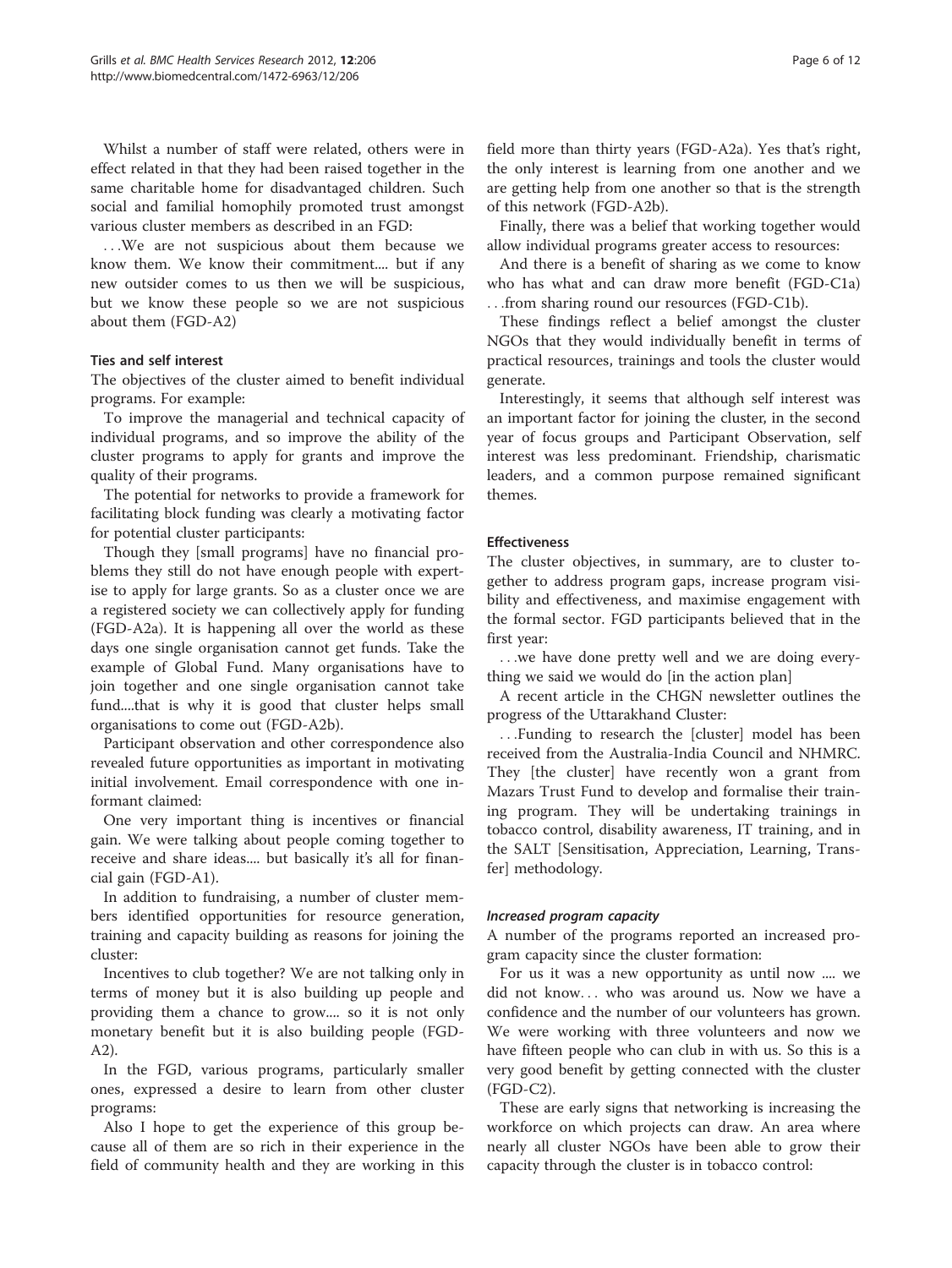Whilst a number of staff were related, others were in effect related in that they had been raised together in the same charitable home for disadvantaged children. Such social and familial homophily promoted trust amongst various cluster members as described in an FGD:

…We are not suspicious about them because we know them. We know their commitment.... but if any new outsider comes to us then we will be suspicious, but we know these people so we are not suspicious about them (FGD-A2)

#### Ties and self interest

The objectives of the cluster aimed to benefit individual programs. For example:

To improve the managerial and technical capacity of individual programs, and so improve the ability of the cluster programs to apply for grants and improve the quality of their programs.

The potential for networks to provide a framework for facilitating block funding was clearly a motivating factor for potential cluster participants:

Though they [small programs] have no financial problems they still do not have enough people with expertise to apply for large grants. So as a cluster once we are a registered society we can collectively apply for funding (FGD-A2a). It is happening all over the world as these days one single organisation cannot get funds. Take the example of Global Fund. Many organisations have to join together and one single organisation cannot take fund....that is why it is good that cluster helps small organisations to come out (FGD-A2b).

Participant observation and other correspondence also revealed future opportunities as important in motivating initial involvement. Email correspondence with one informant claimed:

One very important thing is incentives or financial gain. We were talking about people coming together to receive and share ideas.... but basically it's all for financial gain (FGD-A1).

In addition to fundraising, a number of cluster members identified opportunities for resource generation, training and capacity building as reasons for joining the cluster:

Incentives to club together? We are not talking only in terms of money but it is also building up people and providing them a chance to grow.... so it is not only monetary benefit but it is also building people (FGD-A2).

In the FGD, various programs, particularly smaller ones, expressed a desire to learn from other cluster programs:

Also I hope to get the experience of this group because all of them are so rich in their experience in the field of community health and they are working in this field more than thirty years (FGD-A2a). Yes that's right, the only interest is learning from one another and we are getting help from one another so that is the strength of this network (FGD-A2b).

Finally, there was a belief that working together would allow individual programs greater access to resources:

And there is a benefit of sharing as we come to know who has what and can draw more benefit (FGD-C1a) …from sharing round our resources (FGD-C1b).

These findings reflect a belief amongst the cluster NGOs that they would individually benefit in terms of practical resources, trainings and tools the cluster would generate.

Interestingly, it seems that although self interest was an important factor for joining the cluster, in the second year of focus groups and Participant Observation, self interest was less predominant. Friendship, charismatic leaders, and a common purpose remained significant themes.

### Effectiveness

The cluster objectives, in summary, are to cluster together to address program gaps, increase program visibility and effectiveness, and maximise engagement with the formal sector. FGD participants believed that in the first year:

…we have done pretty well and we are doing everything we said we would do [in the action plan]

A recent article in the CHGN newsletter outlines the progress of the Uttarakhand Cluster:

…Funding to research the [cluster] model has been received from the Australia-India Council and NHMRC. They [the cluster] have recently won a grant from Mazars Trust Fund to develop and formalise their training program. They will be undertaking trainings in tobacco control, disability awareness, IT training, and in the SALT [Sensitisation, Appreciation, Learning, Transfer] methodology.

#### *Increased program capacity*

A number of the programs reported an increased program capacity since the cluster formation:

For us it was a new opportunity as until now .... we did not know… who was around us. Now we have a confidence and the number of our volunteers has grown. We were working with three volunteers and now we have fifteen people who can club in with us. So this is a very good benefit by getting connected with the cluster (FGD-C2).

These are early signs that networking is increasing the workforce on which projects can draw. An area where nearly all cluster NGOs have been able to grow their capacity through the cluster is in tobacco control: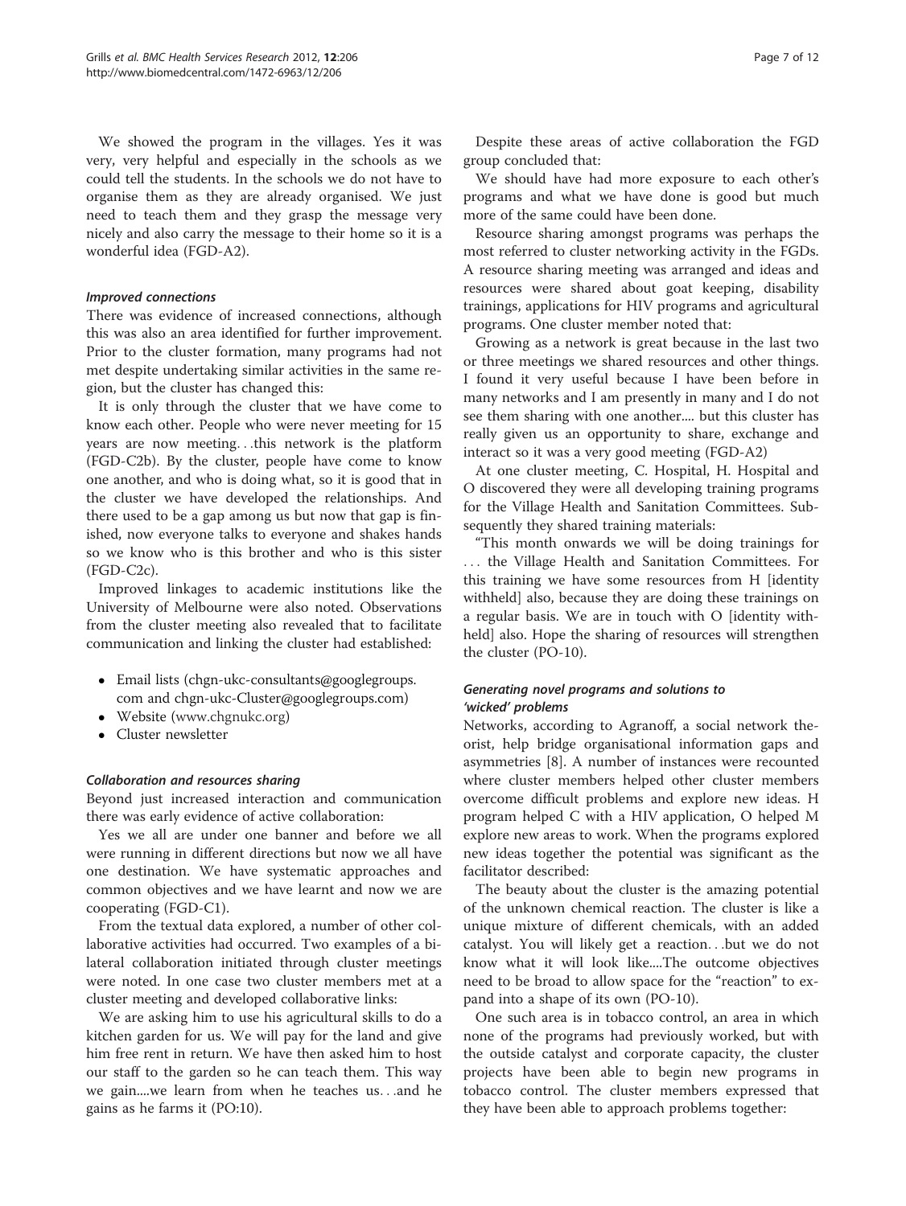We showed the program in the villages. Yes it was very, very helpful and especially in the schools as we could tell the students. In the schools we do not have to organise them as they are already organised. We just need to teach them and they grasp the message very nicely and also carry the message to their home so it is a wonderful idea (FGD-A2).

#### *Improved connections*

There was evidence of increased connections, although this was also an area identified for further improvement. Prior to the cluster formation, many programs had not met despite undertaking similar activities in the same region, but the cluster has changed this:

It is only through the cluster that we have come to know each other. People who were never meeting for 15 years are now meeting. . .this network is the platform (FGD-C2b). By the cluster, people have come to know one another, and who is doing what, so it is good that in the cluster we have developed the relationships. And there used to be a gap among us but now that gap is finished, now everyone talks to everyone and shakes hands so we know who is this brother and who is this sister (FGD-C2c).

Improved linkages to academic institutions like the University of Melbourne were also noted. Observations from the cluster meeting also revealed that to facilitate communication and linking the cluster had established:

- Email lists (chgn-ukc-consultants@googlegroups.com and chgn-ukc-Cluster@googlegroups.com)
- Website (www.chgnukc.org)
- Cluster newsletter

#### *Collaboration and resources sharing*

Beyond just increased interaction and communication there was early evidence of active collaboration:

Yes we all are under one banner and before we all were running in different directions but now we all have one destination. We have systematic approaches and common objectives and we have learnt and now we are cooperating (FGD-C1).

From the textual data explored, a number of other collaborative activities had occurred. Two examples of a bilateral collaboration initiated through cluster meetings were noted. In one case two cluster members met at a cluster meeting and developed collaborative links:

We are asking him to use his agricultural skills to do a kitchen garden for us. We will pay for the land and give him free rent in return. We have then asked him to host our staff to the garden so he can teach them. This way we gain....we learn from when he teaches us. . .and he gains as he farms it (PO:10).

Despite these areas of active collaboration the FGD group concluded that:

We should have had more exposure to each other's programs and what we have done is good but much more of the same could have been done.

Resource sharing amongst programs was perhaps the most referred to cluster networking activity in the FGDs. A resource sharing meeting was arranged and ideas and resources were shared about goat keeping, disability trainings, applications for HIV programs and agricultural programs. One cluster member noted that:

Growing as a network is great because in the last two or three meetings we shared resources and other things. I found it very useful because I have been before in many networks and I am presently in many and I do not see them sharing with one another.... but this cluster has really given us an opportunity to share, exchange and interact so it was a very good meeting (FGD-A2)

At one cluster meeting, C. Hospital, H. Hospital and O discovered they were all developing training programs for the Village Health and Sanitation Committees. Subsequently they shared training materials:

"This month onwards we will be doing trainings for . . . the Village Health and Sanitation Committees. For this training we have some resources from H [identity withheld] also, because they are doing these trainings on a regular basis. We are in touch with O [identity withheld] also. Hope the sharing of resources will strengthen the cluster (PO-10).

#### *Generating novel programs and solutions to 'wicked' problems*

Networks, according to Agranoff, a social network theorist, help bridge organisational information gaps and asymmetries [8]. A number of instances were recounted where cluster members helped other cluster members overcome difficult problems and explore new ideas. H program helped C with a HIV application, O helped M explore new areas to work. When the programs explored new ideas together the potential was significant as the facilitator described:

The beauty about the cluster is the amazing potential of the unknown chemical reaction. The cluster is like a unique mixture of different chemicals, with an added catalyst. You will likely get a reaction. . .but we do not know what it will look like....The outcome objectives need to be broad to allow space for the "reaction" to expand into a shape of its own (PO-10).

One such area is in tobacco control, an area in which none of the programs had previously worked, but with the outside catalyst and corporate capacity, the cluster projects have been able to begin new programs in tobacco control. The cluster members expressed that they have been able to approach problems together: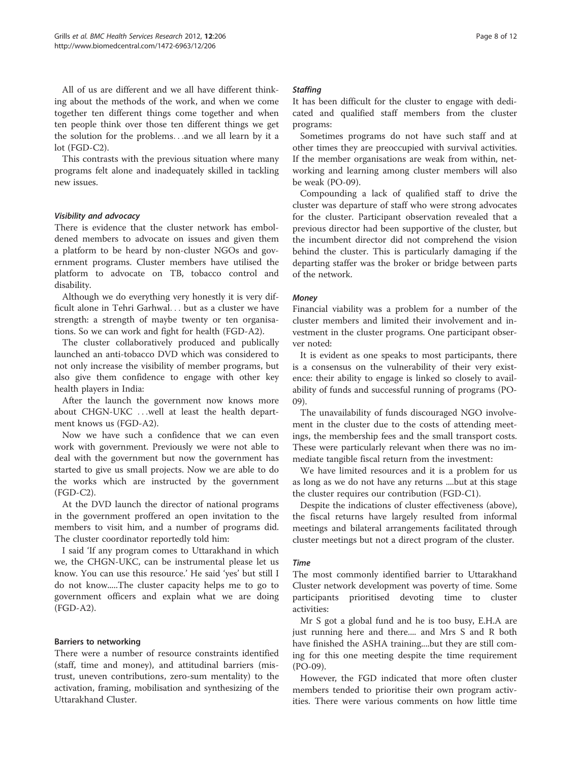All of us are different and we all have different thinking about the methods of the work, and when we come together ten different things come together and when ten people think over those ten different things we get the solution for the problems. . .and we all learn by it a lot (FGD-C2).

This contrasts with the previous situation where many programs felt alone and inadequately skilled in tackling new issues.

#### *Visibility and advocacy*

There is evidence that the cluster network has emboldened members to advocate on issues and given them a platform to be heard by non-cluster NGOs and government programs. Cluster members have utilised the platform to advocate on TB, tobacco control and disability.

Although we do everything very honestly it is very difficult alone in Tehri Garhwal. . . but as a cluster we have strength: a strength of maybe twenty or ten organisations. So we can work and fight for health (FGD-A2).

The cluster collaboratively produced and publically launched an anti-tobacco DVD which was considered to not only increase the visibility of member programs, but also give them confidence to engage with other key health players in India:

After the launch the government now knows more about CHGN-UKC . . .well at least the health department knows us (FGD-A2).

Now we have such a confidence that we can even work with government. Previously we were not able to deal with the government but now the government has started to give us small projects. Now we are able to do the works which are instructed by the government (FGD-C2).

At the DVD launch the director of national programs in the government proffered an open invitation to the members to visit him, and a number of programs did. The cluster coordinator reportedly told him:

I said 'If any program comes to Uttarakhand in which we, the CHGN-UKC, can be instrumental please let us know. You can use this resource.' He said 'yes' but still I do not know.....The cluster capacity helps me to go to government officers and explain what we are doing (FGD-A2).

### Barriers to networking

There were a number of resource constraints identified (staff, time and money), and attitudinal barriers (mistrust, uneven contributions, zero-sum mentality) to the activation, framing, mobilisation and synthesizing of the Uttarakhand Cluster.

#### *Staffing*

It has been difficult for the cluster to engage with dedicated and qualified staff members from the cluster programs:

Sometimes programs do not have such staff and at other times they are preoccupied with survival activities. If the member organisations are weak from within, networking and learning among cluster members will also be weak (PO-09).

Compounding a lack of qualified staff to drive the cluster was departure of staff who were strong advocates for the cluster. Participant observation revealed that a previous director had been supportive of the cluster, but the incumbent director did not comprehend the vision behind the cluster. This is particularly damaging if the departing staffer was the broker or bridge between parts of the network.

#### *Money*

Financial viability was a problem for a number of the cluster members and limited their involvement and investment in the cluster programs. One participant observer noted:

It is evident as one speaks to most participants, there is a consensus on the vulnerability of their very existence: their ability to engage is linked so closely to availability of funds and successful running of programs (PO-09).

The unavailability of funds discouraged NGO involvement in the cluster due to the costs of attending meetings, the membership fees and the small transport costs. These were particularly relevant when there was no immediate tangible fiscal return from the investment:

We have limited resources and it is a problem for us as long as we do not have any returns ....but at this stage the cluster requires our contribution (FGD-C1).

Despite the indications of cluster effectiveness (above), the fiscal returns have largely resulted from informal meetings and bilateral arrangements facilitated through cluster meetings but not a direct program of the cluster.

#### *Time*

The most commonly identified barrier to Uttarakhand Cluster network development was poverty of time. Some participants prioritised devoting time to cluster activities:

Mr S got a global fund and he is too busy, E.H.A are just running here and there.... and Mrs S and R both have finished the ASHA training....but they are still coming for this one meeting despite the time requirement (PO-09).

However, the FGD indicated that more often cluster members tended to prioritise their own program activities. There were various comments on how little time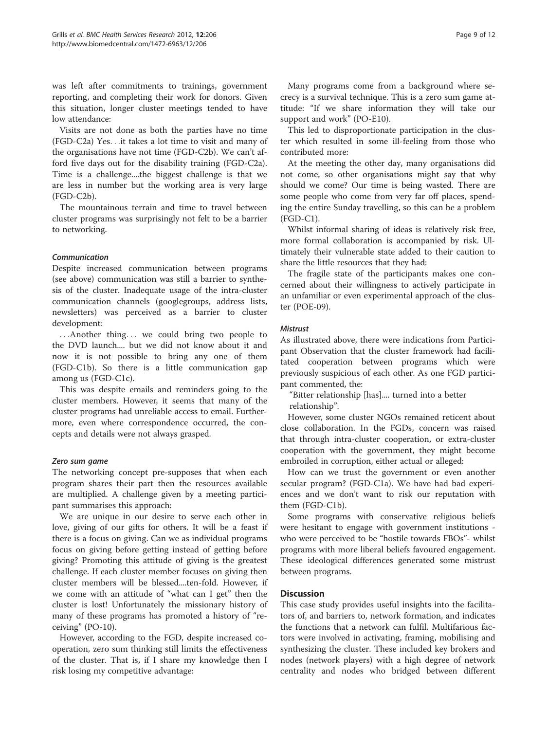was left after commitments to trainings, government reporting, and completing their work for donors. Given this situation, longer cluster meetings tended to have low attendance:

Visits are not done as both the parties have no time (FGD-C2a) Yes…it takes a lot time to visit and many of the organisations have not time (FGD-C2b). We can't afford five days out for the disability training (FGD-C2a). Time is a challenge....the biggest challenge is that we are less in number but the working area is very large (FGD-C2b).

The mountainous terrain and time to travel between cluster programs was surprisingly not felt to be a barrier to networking.

#### *Communication*

Despite increased communication between programs (see above) communication was still a barrier to synthesis of the cluster. Inadequate usage of the intra-cluster communication channels (googlegroups, address lists, newsletters) was perceived as a barrier to cluster development:

…Another thing… we could bring two people to the DVD launch.... but we did not know about it and now it is not possible to bring any one of them (FGD-C1b). So there is a little communication gap among us (FGD-C1c).

This was despite emails and reminders going to the cluster members. However, it seems that many of the cluster programs had unreliable access to email. Furthermore, even where correspondence occurred, the concepts and details were not always grasped.

#### *Zero sum game*

The networking concept pre-supposes that when each program shares their part then the resources available are multiplied. A challenge given by a meeting participant summarises this approach:

We are unique in our desire to serve each other in love, giving of our gifts for others. It will be a feast if there is a focus on giving. Can we as individual programs focus on giving before getting instead of getting before giving? Promoting this attitude of giving is the greatest challenge. If each cluster member focuses on giving then cluster members will be blessed....ten-fold. However, if we come with an attitude of "what can I get" then the cluster is lost! Unfortunately the missionary history of many of these programs has promoted a history of "receiving" (PO-10).

However, according to the FGD, despite increased cooperation, zero sum thinking still limits the effectiveness of the cluster. That is, if I share my knowledge then I risk losing my competitive advantage:

Many programs come from a background where secrecy is a survival technique. This is a zero sum game attitude: "If we share information they will take our support and work" (PO-E10).

This led to disproportionate participation in the cluster which resulted in some ill-feeling from those who contributed more:

At the meeting the other day, many organisations did not come, so other organisations might say that why should we come? Our time is being wasted. There are some people who come from very far off places, spending the entire Sunday travelling, so this can be a problem (FGD-C1).

Whilst informal sharing of ideas is relatively risk free, more formal collaboration is accompanied by risk. Ultimately their vulnerable state added to their caution to share the little resources that they had:

The fragile state of the participants makes one concerned about their willingness to actively participate in an unfamiliar or even experimental approach of the cluster (POE-09).

#### *Mistrust*

As illustrated above, there were indications from Participant Observation that the cluster framework had facilitated cooperation between programs which were previously suspicious of each other. As one FGD participant commented, the:

"Bitter relationship [has].... turned into a better relationship".

However, some cluster NGOs remained reticent about close collaboration. In the FGDs, concern was raised that through intra-cluster cooperation, or extra-cluster cooperation with the government, they might become embroiled in corruption, either actual or alleged:

How can we trust the government or even another secular program? (FGD-C1a). We have had bad experiences and we don't want to risk our reputation with them (FGD-C1b).

Some programs with conservative religious beliefs were hesitant to engage with government institutions - who were perceived to be "hostile towards FBOs"- whilst programs with more liberal beliefs favoured engagement. These ideological differences generated some mistrust between programs.

## Discussion

This case study provides useful insights into the facilitators of, and barriers to, network formation, and indicates the functions that a network can fulfil. Multifarious factors were involved in activating, framing, mobilising and synthesizing the cluster. These included key brokers and nodes (network players) with a high degree of network centrality and nodes who bridged between different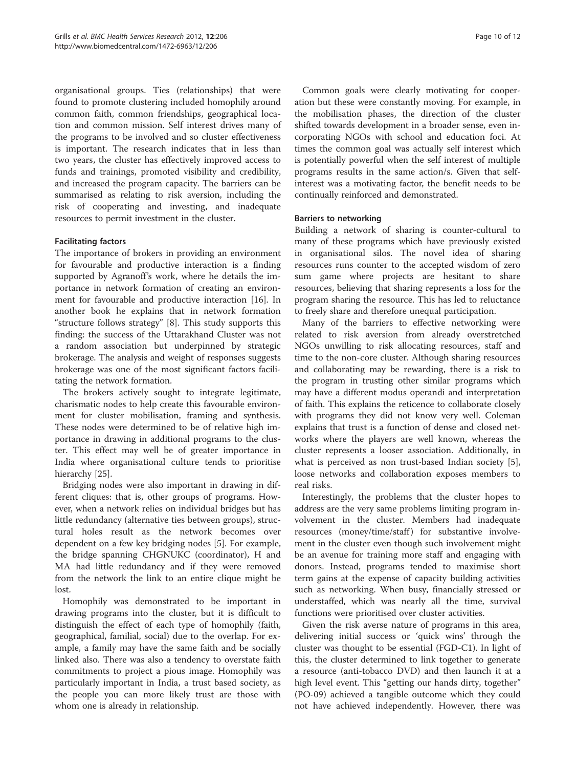organisational groups. Ties (relationships) that were found to promote clustering included homophily around common faith, common friendships, geographical location and common mission. Self interest drives many of the programs to be involved and so cluster effectiveness is important. The research indicates that in less than two years, the cluster has effectively improved access to funds and trainings, promoted visibility and credibility, and increased the program capacity. The barriers can be summarised as relating to risk aversion, including the risk of cooperating and investing, and inadequate resources to permit investment in the cluster.

### Facilitating factors

The importance of brokers in providing an environment for favourable and productive interaction is a finding supported by Agranoff's work, where he details the importance in network formation of creating an environment for favourable and productive interaction [16]. In another book he explains that in network formation "structure follows strategy" [8]. This study supports this finding: the success of the Uttarakhand Cluster was not a random association but underpinned by strategic brokerage. The analysis and weight of responses suggests brokerage was one of the most significant factors facilitating the network formation.

The brokers actively sought to integrate legitimate, charismatic nodes to help create this favourable environment for cluster mobilisation, framing and synthesis. These nodes were determined to be of relative high importance in drawing in additional programs to the cluster. This effect may well be of greater importance in India where organisational culture tends to prioritise hierarchy [25].

Bridging nodes were also important in drawing in different cliques: that is, other groups of programs. However, when a network relies on individual bridges but has little redundancy (alternative ties between groups), structural holes result as the network becomes over dependent on a few key bridging nodes [5]. For example, the bridge spanning CHGNUKC (coordinator), H and MA had little redundancy and if they were removed from the network the link to an entire clique might be lost.

Homophily was demonstrated to be important in drawing programs into the cluster, but it is difficult to distinguish the effect of each type of homophily (faith, geographical, familial, social) due to the overlap. For example, a family may have the same faith and be socially linked also. There was also a tendency to overstate faith commitments to project a pious image. Homophily was particularly important in India, a trust based society, as the people you can more likely trust are those with whom one is already in relationship.

Common goals were clearly motivating for cooperation but these were constantly moving. For example, in the mobilisation phases, the direction of the cluster shifted towards development in a broader sense, even incorporating NGOs with school and education foci. At times the common goal was actually self interest which is potentially powerful when the self interest of multiple programs results in the same action/s. Given that self-interest was a motivating factor, the benefit needs to be continually reinforced and demonstrated.

### Barriers to networking

Building a network of sharing is counter-cultural to many of these programs which have previously existed in organisational silos. The novel idea of sharing resources runs counter to the accepted wisdom of zero sum game where projects are hesitant to share resources, believing that sharing represents a loss for the program sharing the resource. This has led to reluctance to freely share and therefore unequal participation.

Many of the barriers to effective networking were related to risk aversion from already overstretched NGOs unwilling to risk allocating resources, staff and time to the non-core cluster. Although sharing resources and collaborating may be rewarding, there is a risk to the program in trusting other similar programs which may have a different modus operandi and interpretation of faith. This explains the reticence to collaborate closely with programs they did not know very well. Coleman explains that trust is a function of dense and closed networks where the players are well known, whereas the cluster represents a looser association. Additionally, in what is perceived as non trust-based Indian society [5], loose networks and collaboration exposes members to real risks.

Interestingly, the problems that the cluster hopes to address are the very same problems limiting program involvement in the cluster. Members had inadequate resources (money/time/staff) for substantive involvement in the cluster even though such involvement might be an avenue for training more staff and engaging with donors. Instead, programs tended to maximise short term gains at the expense of capacity building activities such as networking. When busy, financially stressed or understaffed, which was nearly all the time, survival functions were prioritised over cluster activities.

Given the risk averse nature of programs in this area, delivering initial success or 'quick wins' through the cluster was thought to be essential (FGD-C1). In light of this, the cluster determined to link together to generate a resource (anti-tobacco DVD) and then launch it at a high level event. This "getting our hands dirty, together" (PO-09) achieved a tangible outcome which they could not have achieved independently. However, there was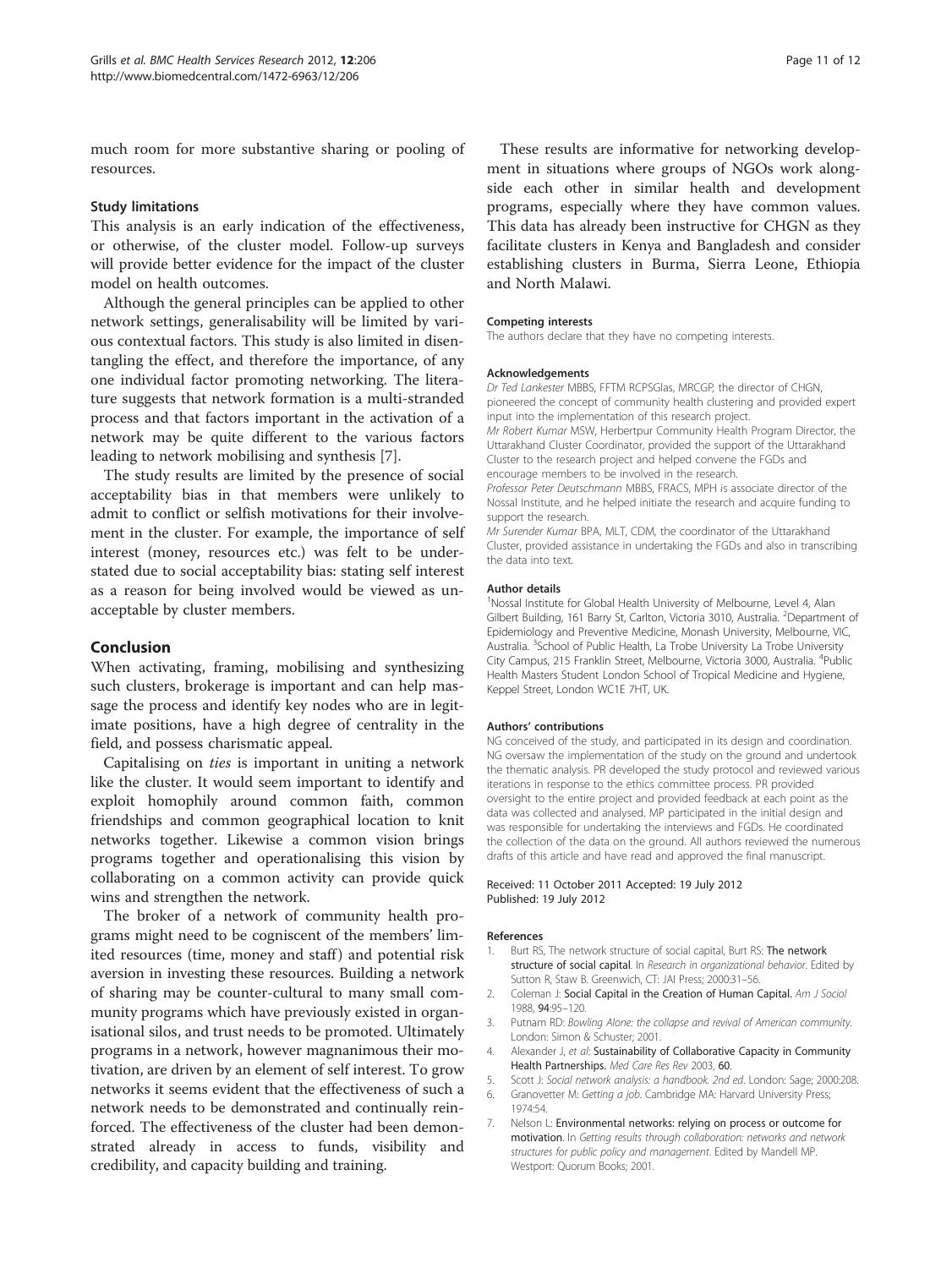much room for more substantive sharing or pooling of resources.

### Study limitations

This analysis is an early indication of the effectiveness, or otherwise, of the cluster model. Follow-up surveys will provide better evidence for the impact of the cluster model on health outcomes.

Although the general principles can be applied to other network settings, generalisability will be limited by various contextual factors. This study is also limited in disentangling the effect, and therefore the importance, of any one individual factor promoting networking. The literature suggests that network formation is a multi-stranded process and that factors important in the activation of a network may be quite different to the various factors leading to network mobilising and synthesis [7].

The study results are limited by the presence of social acceptability bias in that members were unlikely to admit to conflict or selfish motivations for their involvement in the cluster. For example, the importance of self interest (money, resources etc.) was felt to be understated due to social acceptability bias: stating self interest as a reason for being involved would be viewed as unacceptable by cluster members.

## Conclusion

When activating, framing, mobilising and synthesizing such clusters, brokerage is important and can help massage the process and identify key nodes who are in legitimate positions, have a high degree of centrality in the field, and possess charismatic appeal.

Capitalising on *ties* is important in uniting a network like the cluster. It would seem important to identify and exploit homophily around common faith, common friendships and common geographical location to knit networks together. Likewise a common vision brings programs together and operationalising this vision by collaborating on a common activity can provide quick wins and strengthen the network.

The broker of a network of community health programs might need to be cogniscent of the members' limited resources (time, money and staff) and potential risk aversion in investing these resources. Building a network of sharing may be counter-cultural to many small community programs which have previously existed in organisational silos, and trust needs to be promoted. Ultimately programs in a network, however magnanimous their motivation, are driven by an element of self interest. To grow networks it seems evident that the effectiveness of such a network needs to be demonstrated and continually reinforced. The effectiveness of the cluster had been demonstrated already in access to funds, visibility and credibility, and capacity building and training.

These results are informative for networking development in situations where groups of NGOs work alongside each other in similar health and development programs, especially where they have common values. This data has already been instructive for CHGN as they facilitate clusters in Kenya and Bangladesh and consider establishing clusters in Burma, Sierra Leone, Ethiopia and North Malawi.

#### Competing interests

The authors declare that they have no competing interests.

#### Acknowledgements

*Dr Ted Lankester* MBBS, FFTM RCPSGlas, MRCGP, the director of CHGN, pioneered the concept of community health clustering and provided expert input into the implementation of this research project.

*Mr Robert Kumar* MSW, Herbertpur Community Health Program Director, the Uttarakhand Cluster Coordinator, provided the support of the Uttarakhand Cluster to the research project and helped convene the FGDs and encourage members to be involved in the research.

*Professor Peter Deutschmann* MBBS, FRACS, MPH is associate director of the Nossal Institute, and he helped initiate the research and acquire funding to support the research.

*Mr Surender Kumar* BPA, MLT, CDM, the coordinator of the Uttarakhand Cluster, provided assistance in undertaking the FGDs and also in transcribing the data into text.

#### Author details

[1]Nossal Institute for Global Health University of Melbourne, Level 4, Alan Gilbert Building, 161 Barry St, Carlton, Victoria 3010, Australia. [2]Department of Epidemiology and Preventive Medicine, Monash University, Melbourne, VIC, Australia. [3]School of Public Health, La Trobe University La Trobe University City Campus, 215 Franklin Street, Melbourne, Victoria 3000, Australia. [4]Public Health Masters Student London School of Tropical Medicine and Hygiene, Keppel Street, London WC1E 7HT, UK.

#### Authors' contributions

NG conceived of the study, and participated in its design and coordination. NG oversaw the implementation of the study on the ground and undertook the thematic analysis. PR developed the study protocol and reviewed various iterations in response to the ethics committee process. PR provided oversight to the entire project and provided feedback at each point as the data was collected and analysed. MP participated in the initial design and was responsible for undertaking the interviews and FGDs. He coordinated the collection of the data on the ground. All authors reviewed the numerous drafts of this article and have read and approved the final manuscript.

Received: 11 October 2011 Accepted: 19 July 2012
Published: 19 July 2012

#### References

1. Burt RS, The network structure of social capital, Burt RS: **The network structure of social capital**. In *Research in organizational behavior*. Edited by Sutton R, Staw B. Greenwich, CT: JAI Press; 2000:31–56.
2. Coleman J: **Social Capital in the Creation of Human Capital.** *Am J Sociol* 1988, **94:**95–120.
3. Putnam RD: *Bowling Alone: the collapse and revival of American community*. London: Simon & Schuster; 2001.
4. Alexander J, *et al*: **Sustainability of Collaborative Capacity in Community Health Partnerships.** *Med Care Res Rev* 2003, **60**.
5. Scott J: *Social network analysis: a handbook. 2nd ed*. London: Sage; 2000:208.
6. Granovetter M: *Getting a job*. Cambridge MA: Harvard University Press; 1974:54.
7. Nelson L: **Environmental networks: relying on process or outcome for motivation**. In *Getting results through collaboration: networks and network structures for public policy and management*. Edited by Mandell MP. Westport: Quorum Books; 2001.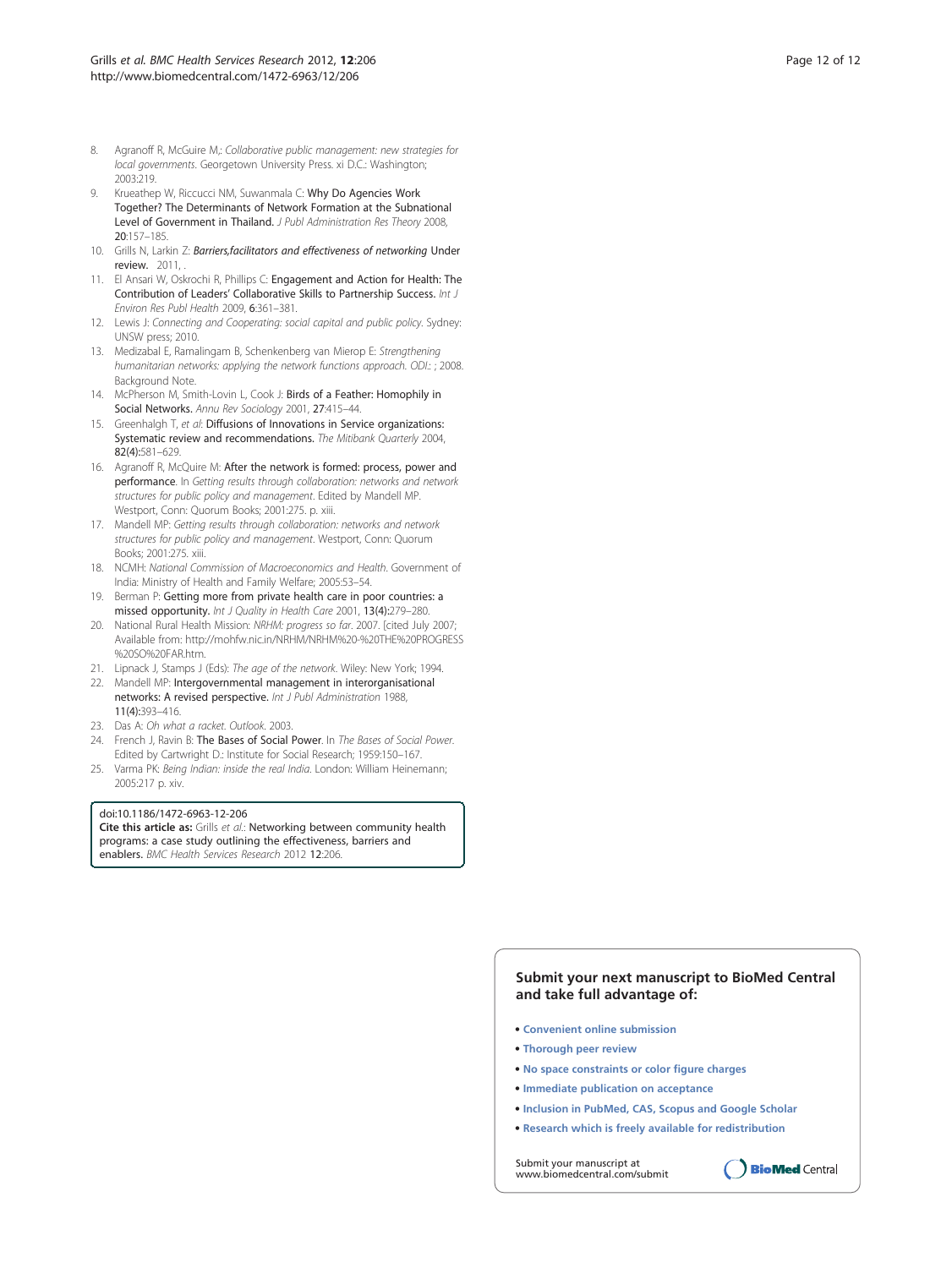8. Agranoff R, McGuire M,: *Collaborative public management: new strategies for local governments*. Georgetown University Press. xi D.C.: Washington; 2003:219.
9. Krueathep W, Riccucci NM, Suwanmala C: **Why Do Agencies Work Together? The Determinants of Network Formation at the Subnational Level of Government in Thailand.** *J Publ Administration Res Theory* 2008, **20**:157–185.
10. Grills N, Larkin Z: ***Barriers,facilitators and effectiveness of networking*** **Under review.** 2011, .
11. El Ansari W, Oskrochi R, Phillips C: **Engagement and Action for Health: The Contribution of Leaders' Collaborative Skills to Partnership Success.** *Int J Environ Res Publ Health* 2009, **6**:361–381.
12. Lewis J: *Connecting and Cooperating: social capital and public policy*. Sydney: UNSW press; 2010.
13. Medizabal E, Ramalingam B, Schenkenberg van Mierop E: *Strengthening humanitarian networks: applying the network functions approach. ODI.*: ; 2008. Background Note.
14. McPherson M, Smith-Lovin L, Cook J: **Birds of a Feather: Homophily in Social Networks.** *Annu Rev Sociology* 2001, **27**:415–44.
15. Greenhalgh T, *et al*: **Diffusions of Innovations in Service organizations: Systematic review and recommendations.** *The Mitibank Quarterly* 2004, **82(4)**:581–629.
16. Agranoff R, McQuire M: **After the network is formed: process, power and performance**. In *Getting results through collaboration: networks and network structures for public policy and management*. Edited by Mandell MP. Westport, Conn: Quorum Books; 2001:275. p. xiii.
17. Mandell MP: *Getting results through collaboration: networks and network structures for public policy and management*. Westport, Conn: Quorum Books; 2001:275. xiii.
18. NCMH: *National Commission of Macroeconomics and Health*. Government of India: Ministry of Health and Family Welfare; 2005:53–54.
19. Berman P: **Getting more from private health care in poor countries: a missed opportunity.** *Int J Quality in Health Care* 2001, **13(4)**:279–280.
20. National Rural Health Mission: *NRHM: progress so far*. 2007. [cited July 2007; Available from: http://mohfw.nic.in/NRHM/NRHM%20-%20THE%20PROGRESS%20SO%20FAR.htm.
21. Lipnack J, Stamps J (Eds): *The age of the network*. Wiley: New York; 1994.
22. Mandell MP: **Intergovernmental management in interorganisational networks: A revised perspective.** *Int J Publ Administration* 1988, **11(4)**:393–416.
23. Das A: *Oh what a racket. Outlook*. 2003.
24. French J, Ravin B: **The Bases of Social Power**. In *The Bases of Social Power*. Edited by Cartwright D.: Institute for Social Research; 1959:150–167.
25. Varma PK: *Being Indian: inside the real India*. London: William Heinemann; 2005:217 p. xiv.

doi:10.1186/1472-6963-12-206
**Cite this article as:** Grills *et al.*: Networking between community health programs: a case study outlining the effectiveness, barriers and enablers. *BMC Health Services Research* 2012 **12**:206.

**Submit your next manuscript to BioMed Central and take full advantage of:**

- **Convenient online submission**
- **Thorough peer review**
- **No space constraints or color figure charges**
- **Immediate publication on acceptance**
- **Inclusion in PubMed, CAS, Scopus and Google Scholar**
- **Research which is freely available for redistribution**

Submit your manuscript at
www.biomedcentral.com/submit